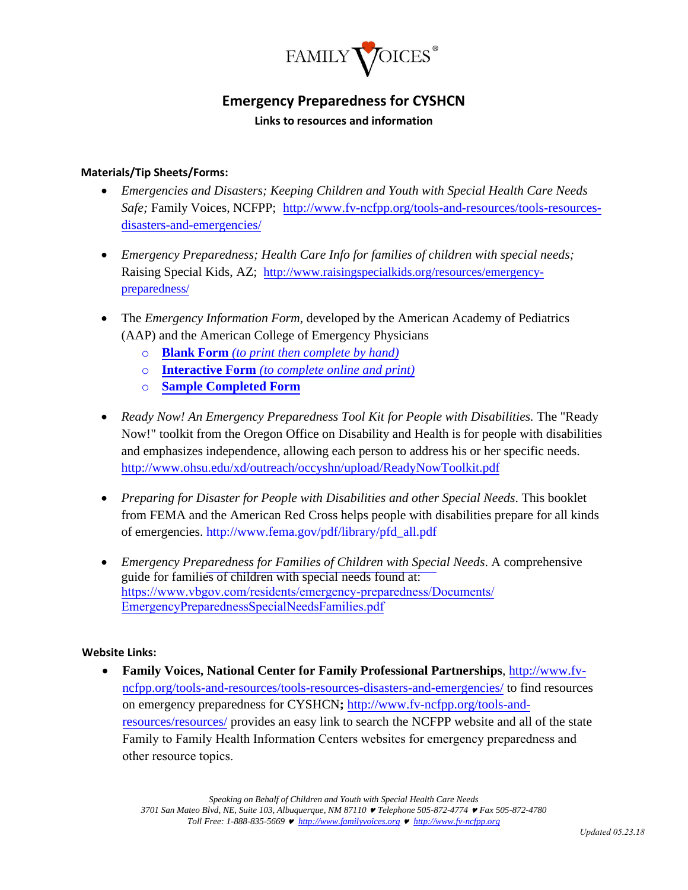FAMILY VOICES®

# Emergency Preparedness for CYSHCN

**Links to resources and information**

**Materials/Tip Sheets/Forms:**

- *Emergencies and Disasters; Keeping Children and Youth with Special Health Care Needs Safe;* Family Voices, NCFPP; http://www.fv-ncfpp.org/tools-and-resources/tools-resources-disasters-and-emergencies/

- *Emergency Preparedness; Health Care Info for families of children with special needs;* Raising Special Kids, AZ; http://www.raisingspecialkids.org/resources/emergency-preparedness/

- The *Emergency Information Form*, developed by the American Academy of Pediatrics (AAP) and the American College of Emergency Physicians
  - **Blank Form** *(to print then complete by hand)*
  - **Interactive Form** *(to complete online and print)*
  - **Sample Completed Form**

- *Ready Now! An Emergency Preparedness Tool Kit for People with Disabilities.* The "Ready Now!" toolkit from the Oregon Office on Disability and Health is for people with disabilities and emphasizes independence, allowing each person to address his or her specific needs. http://www.ohsu.edu/xd/outreach/occyshn/upload/ReadyNowToolkit.pdf

- *Preparing for Disaster for People with Disabilities and other Special Needs*. This booklet from FEMA and the American Red Cross helps people with disabilities prepare for all kinds of emergencies. http://www.fema.gov/pdf/library/pfd_all.pdf

- *Emergency Preparedness for Families of Children with Special Needs*. A comprehensive guide for families of children with special needs found at: https://www.vbgov.com/residents/emergency-preparedness/Documents/EmergencyPreparednessSpecialNeedsFamilies.pdf

**Website Links:**

- **Family Voices, National Center for Family Professional Partnerships**, http://www.fv-ncfpp.org/tools-and-resources/tools-resources-disasters-and-emergencies/ to find resources on emergency preparedness for CYSHCN**;** http://www.fv-ncfpp.org/tools-and-resources/resources/ provides an easy link to search the NCFPP website and all of the state Family to Family Health Information Centers websites for emergency preparedness and other resource topics.

*Speaking on Behalf of Children and Youth with Special Health Care Needs*
*3701 San Mateo Blvd, NE, Suite 103, Albuquerque, NM 87110 ♥ Telephone 505-872-4774 ♥ Fax 505-872-4780*
*Toll Free: 1-888-835-5669 ♥ http://www.familyvoices.org ♥ http://www.fv-ncfpp.org*

*Updated 05.23.18*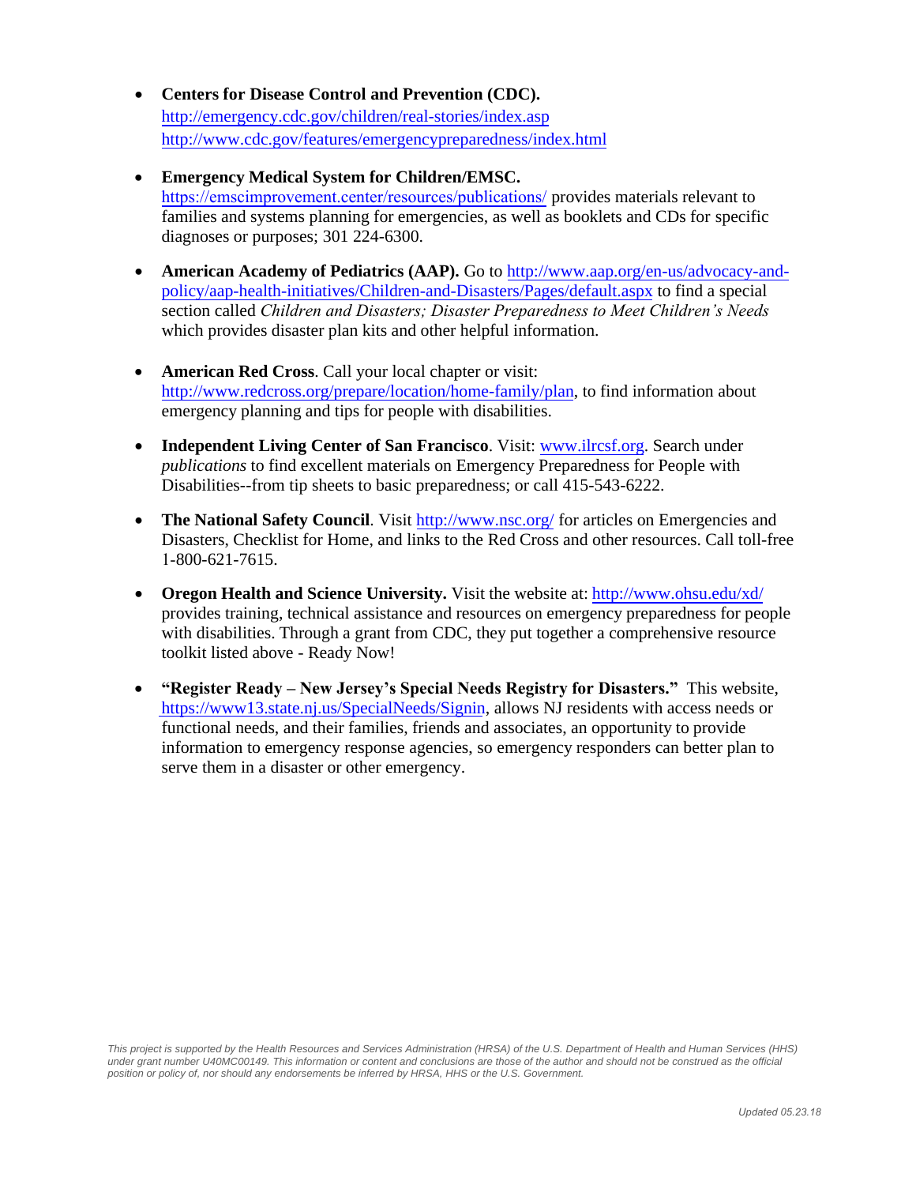- **Centers for Disease Control and Prevention (CDC).** http://emergency.cdc.gov/children/real-stories/index.asp http://www.cdc.gov/features/emergencypreparedness/index.html

- **Emergency Medical System for Children/EMSC.** https://emscimprovement.center/resources/publications/ provides materials relevant to families and systems planning for emergencies, as well as booklets and CDs for specific diagnoses or purposes; 301 224-6300.

- **American Academy of Pediatrics (AAP).** Go to http://www.aap.org/en-us/advocacy-and-policy/aap-health-initiatives/Children-and-Disasters/Pages/default.aspx to find a special section called *Children and Disasters; Disaster Preparedness to Meet Children's Needs* which provides disaster plan kits and other helpful information.

- **American Red Cross**. Call your local chapter or visit: http://www.redcross.org/prepare/location/home-family/plan, to find information about emergency planning and tips for people with disabilities.

- **Independent Living Center of San Francisco**. Visit: www.ilrcsf.org. Search under *publications* to find excellent materials on Emergency Preparedness for People with Disabilities--from tip sheets to basic preparedness; or call 415-543-6222.

- **The National Safety Council**. Visit http://www.nsc.org/ for articles on Emergencies and Disasters, Checklist for Home, and links to the Red Cross and other resources. Call toll-free 1-800-621-7615.

- **Oregon Health and Science University.** Visit the website at: http://www.ohsu.edu/xd/ provides training, technical assistance and resources on emergency preparedness for people with disabilities. Through a grant from CDC, they put together a comprehensive resource toolkit listed above - Ready Now!

- **"Register Ready – New Jersey's Special Needs Registry for Disasters."** This website, https://www13.state.nj.us/SpecialNeeds/Signin, allows NJ residents with access needs or functional needs, and their families, friends and associates, an opportunity to provide information to emergency response agencies, so emergency responders can better plan to serve them in a disaster or other emergency.

*This project is supported by the Health Resources and Services Administration (HRSA) of the U.S. Department of Health and Human Services (HHS) under grant number U40MC00149. This information or content and conclusions are those of the author and should not be construed as the official position or policy of, nor should any endorsements be inferred by HRSA, HHS or the U.S. Government.*

*Updated 05.23.18*